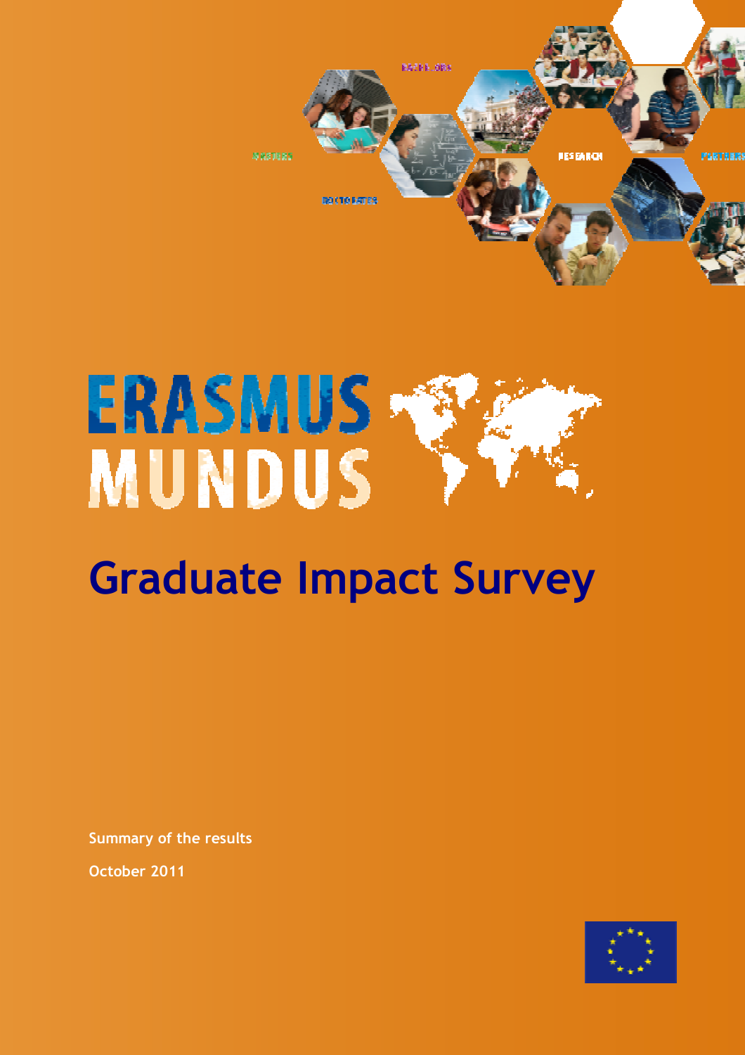# ERASMUS MUNDUS

## Graduate Impact Survey

**Summary of the results**

**October 2011**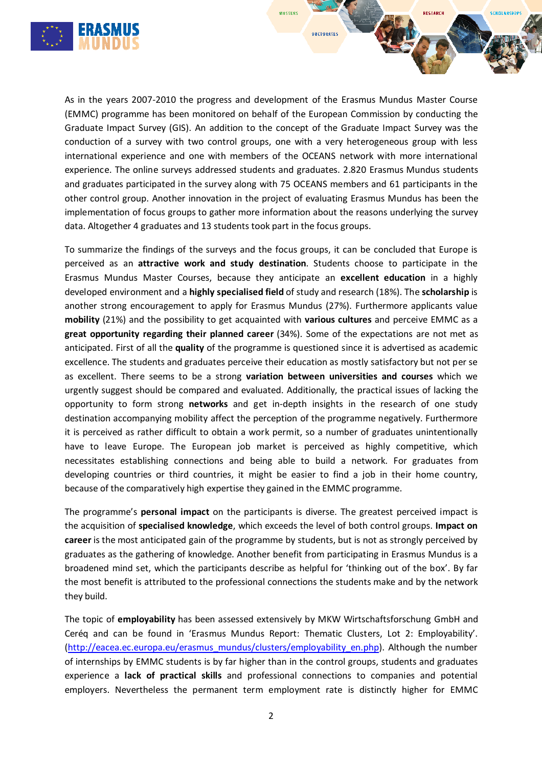As in the years 2007-2010 the progress and development of the Erasmus Mundus Master Course (EMMC) programme has been monitored on behalf of the European Commission by conducting the Graduate Impact Survey (GIS). An addition to the concept of the Graduate Impact Survey was the conduction of a survey with two control groups, one with a very heterogeneous group with less international experience and one with members of the OCEANS network with more international experience. The online surveys addressed students and graduates. 2.820 Erasmus Mundus students and graduates participated in the survey along with 75 OCEANS members and 61 participants in the other control group. Another innovation in the project of evaluating Erasmus Mundus has been the implementation of focus groups to gather more information about the reasons underlying the survey data. Altogether 4 graduates and 13 students took part in the focus groups.

To summarize the findings of the surveys and the focus groups, it can be concluded that Europe is perceived as an **attractive work and study destination**. Students choose to participate in the Erasmus Mundus Master Courses, because they anticipate an **excellent education** in a highly developed environment and a **highly specialised field** of study and research (18%). The **scholarship** is another strong encouragement to apply for Erasmus Mundus (27%). Furthermore applicants value **mobility** (21%) and the possibility to get acquainted with **various cultures** and perceive EMMC as a **great opportunity regarding their planned career** (34%). Some of the expectations are not met as anticipated. First of all the **quality** of the programme is questioned since it is advertised as academic excellence. The students and graduates perceive their education as mostly satisfactory but not per se as excellent. There seems to be a strong **variation between universities and courses** which we urgently suggest should be compared and evaluated. Additionally, the practical issues of lacking the opportunity to form strong **networks** and get in-depth insights in the research of one study destination accompanying mobility affect the perception of the programme negatively. Furthermore it is perceived as rather difficult to obtain a work permit, so a number of graduates unintentionally have to leave Europe. The European job market is perceived as highly competitive, which necessitates establishing connections and being able to build a network. For graduates from developing countries or third countries, it might be easier to find a job in their home country, because of the comparatively high expertise they gained in the EMMC programme.

The programme's **personal impact** on the participants is diverse. The greatest perceived impact is the acquisition of **specialised knowledge**, which exceeds the level of both control groups. **Impact on career** is the most anticipated gain of the programme by students, but is not as strongly perceived by graduates as the gathering of knowledge. Another benefit from participating in Erasmus Mundus is a broadened mind set, which the participants describe as helpful for 'thinking out of the box'. By far the most benefit is attributed to the professional connections the students make and by the network they build.

The topic of **employability** has been assessed extensively by MKW Wirtschaftsforschung GmbH and Ceréq and can be found in 'Erasmus Mundus Report: Thematic Clusters, Lot 2: Employability'. (http://eacea.ec.europa.eu/erasmus_mundus/clusters/employability_en.php). Although the number of internships by EMMC students is by far higher than in the control groups, students and graduates experience a **lack of practical skills** and professional connections to companies and potential employers. Nevertheless the permanent term employment rate is distinctly higher for EMMC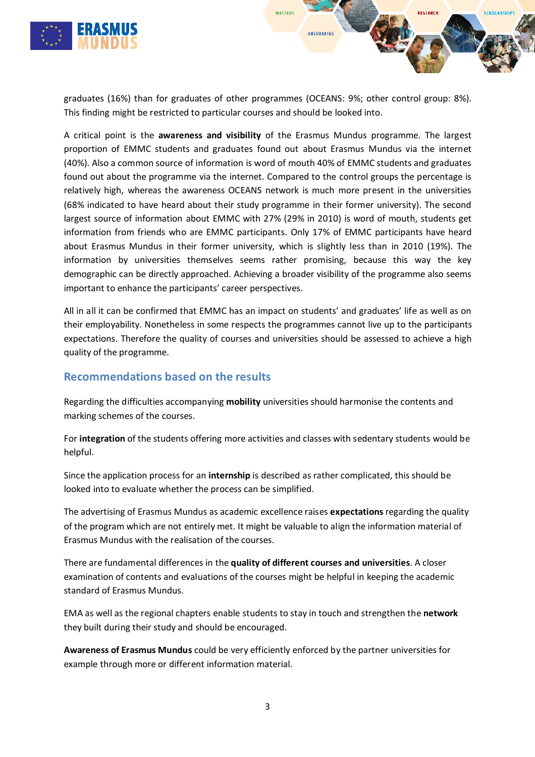graduates (16%) than for graduates of other programmes (OCEANS: 9%; other control group: 8%). This finding might be restricted to particular courses and should be looked into.

A critical point is the **awareness and visibility** of the Erasmus Mundus programme. The largest proportion of EMMC students and graduates found out about Erasmus Mundus via the internet (40%). Also a common source of information is word of mouth 40% of EMMC students and graduates found out about the programme via the internet. Compared to the control groups the percentage is relatively high, whereas the awareness OCEANS network is much more present in the universities (68% indicated to have heard about their study programme in their former university). The second largest source of information about EMMC with 27% (29% in 2010) is word of mouth, students get information from friends who are EMMC participants. Only 17% of EMMC participants have heard about Erasmus Mundus in their former university, which is slightly less than in 2010 (19%). The information by universities themselves seems rather promising, because this way the key demographic can be directly approached. Achieving a broader visibility of the programme also seems important to enhance the participants' career perspectives.

All in all it can be confirmed that EMMC has an impact on students' and graduates' life as well as on their employability. Nonetheless in some respects the programmes cannot live up to the participants expectations. Therefore the quality of courses and universities should be assessed to achieve a high quality of the programme.

## Recommendations based on the results

Regarding the difficulties accompanying **mobility** universities should harmonise the contents and marking schemes of the courses.

For **integration** of the students offering more activities and classes with sedentary students would be helpful.

Since the application process for an **internship** is described as rather complicated, this should be looked into to evaluate whether the process can be simplified.

The advertising of Erasmus Mundus as academic excellence raises **expectations** regarding the quality of the program which are not entirely met. It might be valuable to align the information material of Erasmus Mundus with the realisation of the courses.

There are fundamental differences in the **quality of different courses and universities**. A closer examination of contents and evaluations of the courses might be helpful in keeping the academic standard of Erasmus Mundus.

EMA as well as the regional chapters enable students to stay in touch and strengthen the **network** they built during their study and should be encouraged.

**Awareness of Erasmus Mundus** could be very efficiently enforced by the partner universities for example through more or different information material.